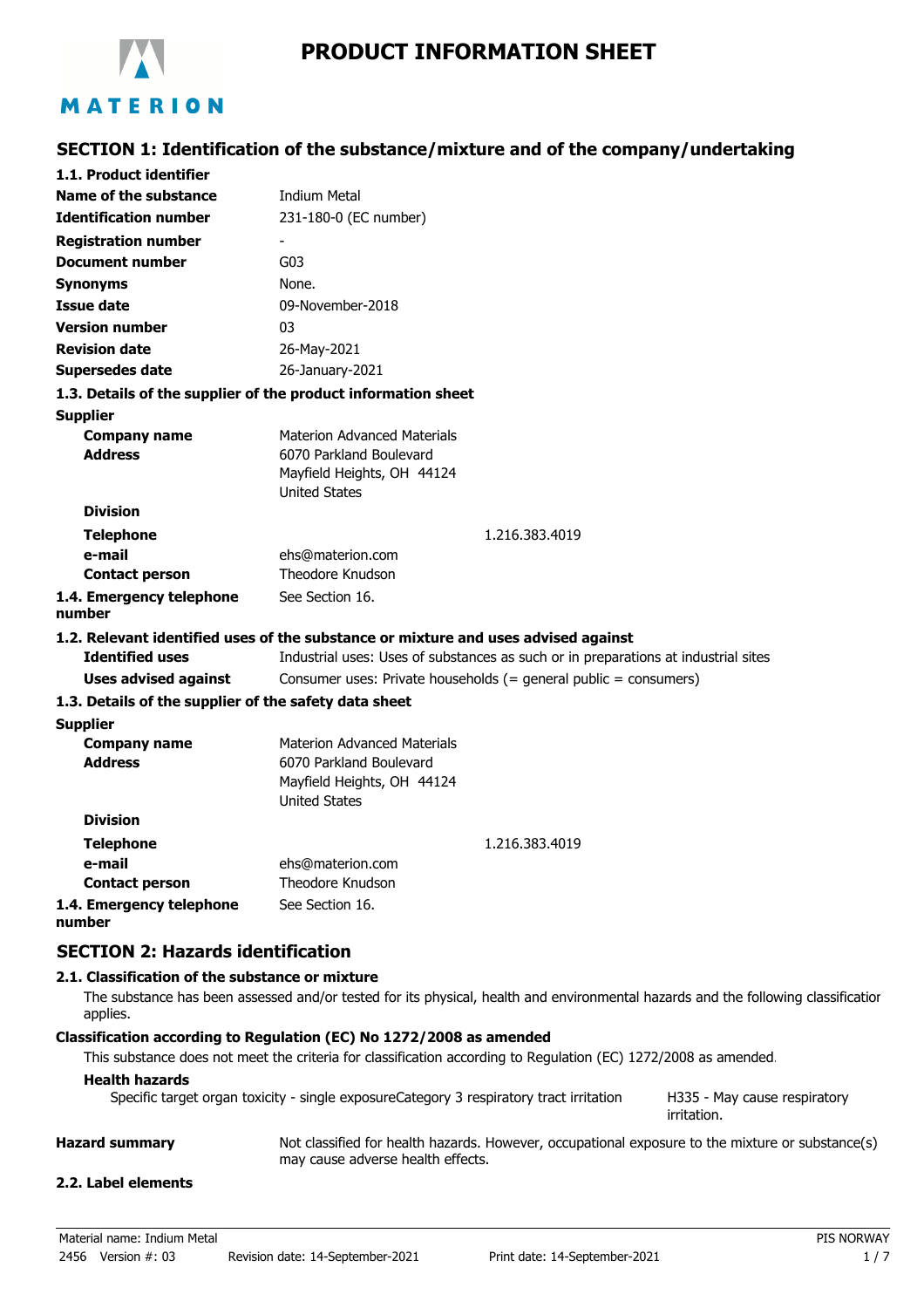# PRODUCT INFORMATION SHEET

## SECTION 1: Identification of the substance/mixture and of the company/undertaking

### 1.1. Product identifier

| | |
|---|---|
| **Name of the substance** | Indium Metal |
| **Identification number** | 231-180-0 (EC number) |
| **Registration number** | - |
| **Document number** | G03 |
| **Synonyms** | None. |
| **Issue date** | 09-November-2018 |
| **Version number** | 03 |
| **Revision date** | 26-May-2021 |
| **Supersedes date** | 26-January-2021 |

### 1.3. Details of the supplier of the product information sheet

**Supplier**

| | |
|---|---|
| **Company name** | Materion Advanced Materials |
| **Address** | 6070 Parkland Boulevard<br>Mayfield Heights, OH 44124<br>United States |
| **Division** | |
| **Telephone** | 1.216.383.4019 |
| **e-mail** | ehs@materion.com |
| **Contact person** | Theodore Knudson |
| **1.4. Emergency telephone number** | See Section 16. |

### 1.2. Relevant identified uses of the substance or mixture and uses advised against

| | |
|---|---|
| **Identified uses** | Industrial uses: Uses of substances as such or in preparations at industrial sites |
| **Uses advised against** | Consumer uses: Private households (= general public = consumers) |

### 1.3. Details of the supplier of the safety data sheet

**Supplier**

| | |
|---|---|
| **Company name** | Materion Advanced Materials |
| **Address** | 6070 Parkland Boulevard<br>Mayfield Heights, OH 44124<br>United States |
| **Division** | |
| **Telephone** | 1.216.383.4019 |
| **e-mail** | ehs@materion.com |
| **Contact person** | Theodore Knudson |
| **1.4. Emergency telephone number** | See Section 16. |

## SECTION 2: Hazards identification

### 2.1. Classification of the substance or mixture

The substance has been assessed and/or tested for its physical, health and environmental hazards and the following classification applies.

**Classification according to Regulation (EC) No 1272/2008 as amended**

This substance does not meet the criteria for classification according to Regulation (EC) 1272/2008 as amended.

**Health hazards**

| | | |
|---|---|---|
| Specific target organ toxicity - single exposure | Category 3 respiratory tract irritation | H335 - May cause respiratory irritation. |

**Hazard summary** Not classified for health hazards. However, occupational exposure to the mixture or substance(s) may cause adverse health effects.

### 2.2. Label elements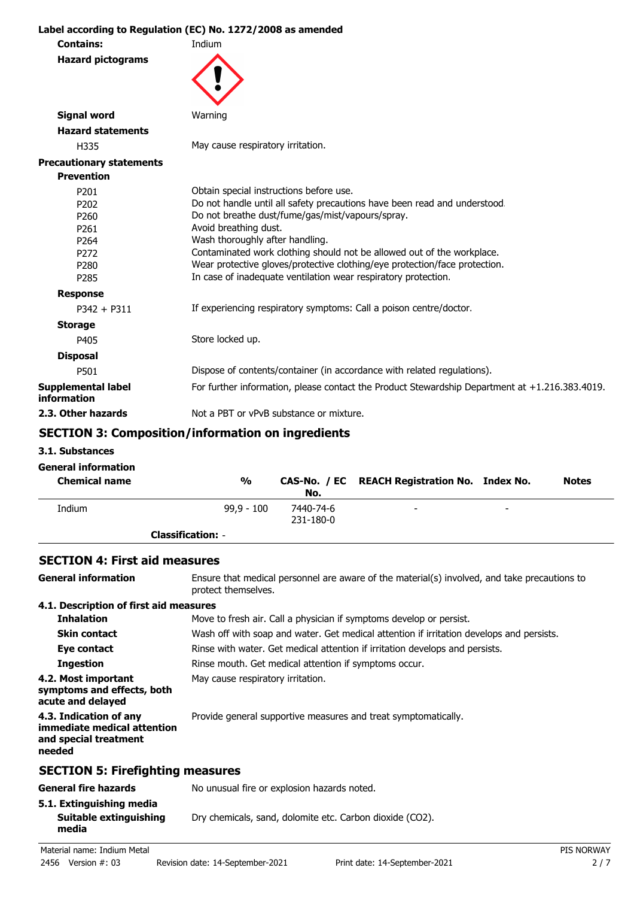**Label according to Regulation (EC) No. 1272/2008 as amended**

**Contains:** Indium

**Hazard pictograms**

**Signal word** Warning

**Hazard statements**

| | |
|---|---|
| H335 | May cause respiratory irritation. |

**Precautionary statements**

**Prevention**

| | |
|---|---|
| P201 | Obtain special instructions before use. |
| P202 | Do not handle until all safety precautions have been read and understood. |
| P260 | Do not breathe dust/fume/gas/mist/vapours/spray. |
| P261 | Avoid breathing dust. |
| P264 | Wash thoroughly after handling. |
| P272 | Contaminated work clothing should not be allowed out of the workplace. |
| P280 | Wear protective gloves/protective clothing/eye protection/face protection. |
| P285 | In case of inadequate ventilation wear respiratory protection. |

**Response**

| | |
|---|---|
| P342 + P311 | If experiencing respiratory symptoms: Call a poison centre/doctor. |

**Storage**

| | |
|---|---|
| P405 | Store locked up. |

**Disposal**

| | |
|---|---|
| P501 | Dispose of contents/container (in accordance with related regulations). |

**Supplemental label information** For further information, please contact the Product Stewardship Department at +1.216.383.4019.

**2.3. Other hazards** Not a PBT or vPvB substance or mixture.

## SECTION 3: Composition/information on ingredients

### 3.1. Substances

**General information**

| Chemical name | % | CAS-No. / EC No. | REACH Registration No. | Index No. | Notes |
|---|---|---|---|---|---|
| Indium | 99,9 - 100 | 7440-74-6<br>231-180-0 | - | - | |
| **Classification:** - | | | | | |

## SECTION 4: First aid measures

**General information** Ensure that medical personnel are aware of the material(s) involved, and take precautions to protect themselves.

**4.1. Description of first aid measures**

**Inhalation** Move to fresh air. Call a physician if symptoms develop or persist.

**Skin contact** Wash off with soap and water. Get medical attention if irritation develops and persists.

**Eye contact** Rinse with water. Get medical attention if irritation develops and persists.

**Ingestion** Rinse mouth. Get medical attention if symptoms occur.

**4.2. Most important symptoms and effects, both acute and delayed** May cause respiratory irritation.

**4.3. Indication of any immediate medical attention and special treatment needed** Provide general supportive measures and treat symptomatically.

## SECTION 5: Firefighting measures

**General fire hazards** No unusual fire or explosion hazards noted.

**5.1. Extinguishing media**

**Suitable extinguishing media** Dry chemicals, sand, dolomite etc. Carbon dioxide ($CO_2$).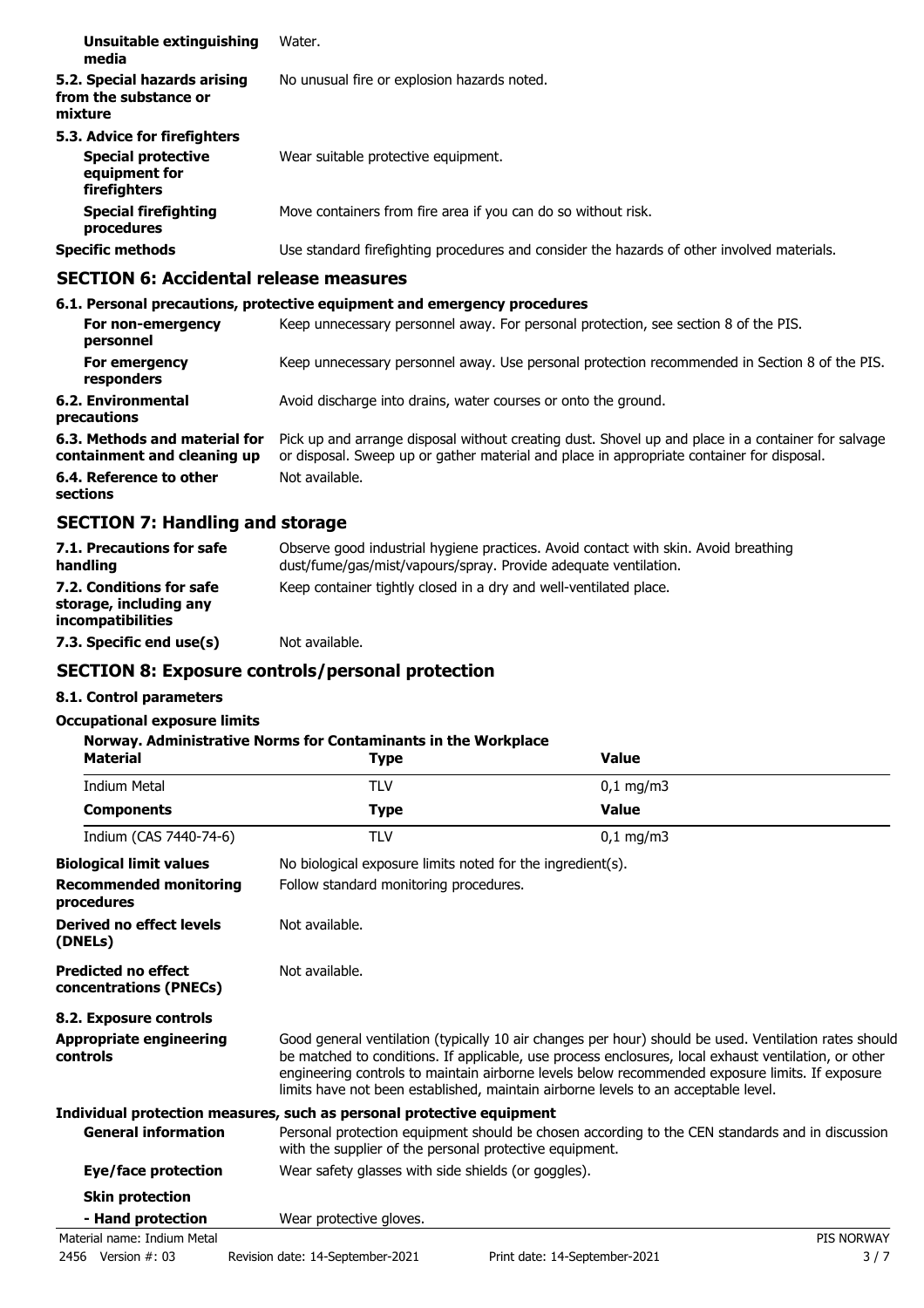| | |
|---|---|
| **Unsuitable extinguishing media** | Water. |
| **5.2. Special hazards arising from the substance or mixture** | No unusual fire or explosion hazards noted. |

**5.3. Advice for firefighters**

| | |
|---|---|
| **Special protective equipment for firefighters** | Wear suitable protective equipment. |
| **Special firefighting procedures** | Move containers from fire area if you can do so without risk. |
| **Specific methods** | Use standard firefighting procedures and consider the hazards of other involved materials. |

## SECTION 6: Accidental release measures

**6.1. Personal precautions, protective equipment and emergency procedures**

| | |
|---|---|
| **For non-emergency personnel** | Keep unnecessary personnel away. For personal protection, see section 8 of the PIS. |
| **For emergency responders** | Keep unnecessary personnel away. Use personal protection recommended in Section 8 of the PIS. |
| **6.2. Environmental precautions** | Avoid discharge into drains, water courses or onto the ground. |
| **6.3. Methods and material for containment and cleaning up** | Pick up and arrange disposal without creating dust. Shovel up and place in a container for salvage or disposal. Sweep up or gather material and place in appropriate container for disposal. |
| **6.4. Reference to other sections** | Not available. |

## SECTION 7: Handling and storage

| | |
|---|---|
| **7.1. Precautions for safe handling** | Observe good industrial hygiene practices. Avoid contact with skin. Avoid breathing dust/fume/gas/mist/vapours/spray. Provide adequate ventilation. |
| **7.2. Conditions for safe storage, including any incompatibilities** | Keep container tightly closed in a dry and well-ventilated place. |
| **7.3. Specific end use(s)** | Not available. |

## SECTION 8: Exposure controls/personal protection

**8.1. Control parameters**

**Occupational exposure limits**

**Norway. Administrative Norms for Contaminants in the Workplace**

| Material | Type | Value |
|---|---|---|
| Indium Metal | TLV | 0,1 mg/m3 |
| **Components** | **Type** | **Value** |
| Indium (CAS 7440-74-6) | TLV | 0,1 mg/m3 |

| | |
|---|---|
| **Biological limit values** | No biological exposure limits noted for the ingredient(s). |
| **Recommended monitoring procedures** | Follow standard monitoring procedures. |
| **Derived no effect levels (DNELs)** | Not available. |
| **Predicted no effect concentrations (PNECs)** | Not available. |

**8.2. Exposure controls**

| | |
|---|---|
| **Appropriate engineering controls** | Good general ventilation (typically 10 air changes per hour) should be used. Ventilation rates should be matched to conditions. If applicable, use process enclosures, local exhaust ventilation, or other engineering controls to maintain airborne levels below recommended exposure limits. If exposure limits have not been established, maintain airborne levels to an acceptable level. |

**Individual protection measures, such as personal protective equipment**

| | |
|---|---|
| **General information** | Personal protection equipment should be chosen according to the CEN standards and in discussion with the supplier of the personal protective equipment. |
| **Eye/face protection** | Wear safety glasses with side shields (or goggles). |
| **Skin protection** | |
| **- Hand protection** | Wear protective gloves. |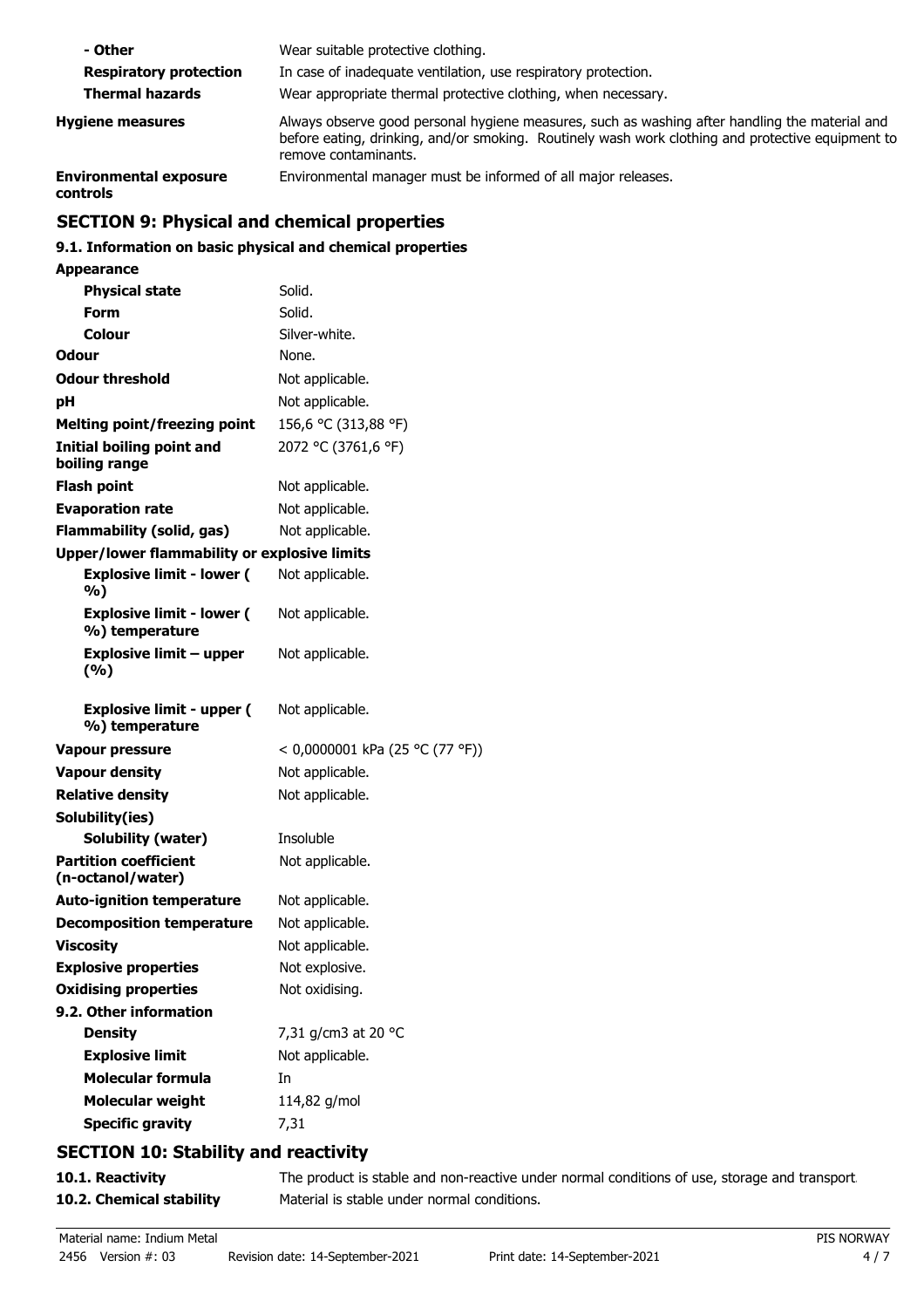| | |
|---|---|
| **- Other** | Wear suitable protective clothing. |
| **Respiratory protection** | In case of inadequate ventilation, use respiratory protection. |
| **Thermal hazards** | Wear appropriate thermal protective clothing, when necessary. |
| **Hygiene measures** | Always observe good personal hygiene measures, such as washing after handling the material and before eating, drinking, and/or smoking. Routinely wash work clothing and protective equipment to remove contaminants. |
| **Environmental exposure controls** | Environmental manager must be informed of all major releases. |

## SECTION 9: Physical and chemical properties

### 9.1. Information on basic physical and chemical properties

| | |
|---|---|
| **Appearance** | |
| **Physical state** | Solid. |
| **Form** | Solid. |
| **Colour** | Silver-white. |
| **Odour** | None. |
| **Odour threshold** | Not applicable. |
| **pH** | Not applicable. |
| **Melting point/freezing point** | 156,6 °C (313,88 °F) |
| **Initial boiling point and boiling range** | 2072 °C (3761,6 °F) |
| **Flash point** | Not applicable. |
| **Evaporation rate** | Not applicable. |
| **Flammability (solid, gas)** | Not applicable. |
| **Upper/lower flammability or explosive limits** | |
| **Explosive limit - lower (%)** | Not applicable. |
| **Explosive limit - lower (%) temperature** | Not applicable. |
| **Explosive limit – upper (%)** | Not applicable. |
| **Explosive limit - upper (%) temperature** | Not applicable. |
| **Vapour pressure** | < 0,0000001 kPa (25 °C (77 °F)) |
| **Vapour density** | Not applicable. |
| **Relative density** | Not applicable. |
| **Solubility(ies)** | |
| **Solubility (water)** | Insoluble |
| **Partition coefficient (n-octanol/water)** | Not applicable. |
| **Auto-ignition temperature** | Not applicable. |
| **Decomposition temperature** | Not applicable. |
| **Viscosity** | Not applicable. |
| **Explosive properties** | Not explosive. |
| **Oxidising properties** | Not oxidising. |
| **9.2. Other information** | |
| **Density** | 7,31 g/cm3 at 20 °C |
| **Explosive limit** | Not applicable. |
| **Molecular formula** | In |
| **Molecular weight** | 114,82 g/mol |
| **Specific gravity** | 7,31 |

## SECTION 10: Stability and reactivity

| | |
|---|---|
| **10.1. Reactivity** | The product is stable and non-reactive under normal conditions of use, storage and transport. |
| **10.2. Chemical stability** | Material is stable under normal conditions. |

Material name: Indium Metal
2456 Version #: 03 Revision date: 14-September-2021 Print date: 14-September-2021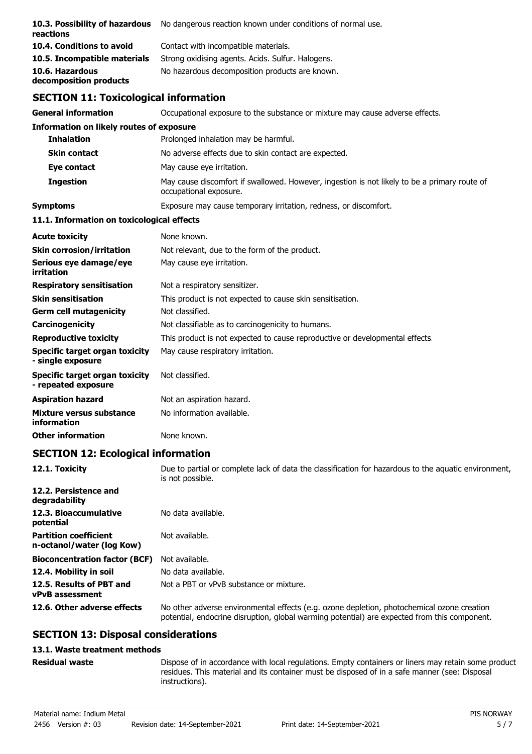| | |
|---|---|
| **10.3. Possibility of hazardous reactions** | No dangerous reaction known under conditions of normal use. |
| **10.4. Conditions to avoid** | Contact with incompatible materials. |
| **10.5. Incompatible materials** | Strong oxidising agents. Acids. Sulfur. Halogens. |
| **10.6. Hazardous decomposition products** | No hazardous decomposition products are known. |

## SECTION 11: Toxicological information

| | |
|---|---|
| **General information** | Occupational exposure to the substance or mixture may cause adverse effects. |

**Information on likely routes of exposure**

| | |
|---|---|
| **Inhalation** | Prolonged inhalation may be harmful. |
| **Skin contact** | No adverse effects due to skin contact are expected. |
| **Eye contact** | May cause eye irritation. |
| **Ingestion** | May cause discomfort if swallowed. However, ingestion is not likely to be a primary route of occupational exposure. |
| **Symptoms** | Exposure may cause temporary irritation, redness, or discomfort. |

**11.1. Information on toxicological effects**

| | |
|---|---|
| **Acute toxicity** | None known. |
| **Skin corrosion/irritation** | Not relevant, due to the form of the product. |
| **Serious eye damage/eye irritation** | May cause eye irritation. |
| **Respiratory sensitisation** | Not a respiratory sensitizer. |
| **Skin sensitisation** | This product is not expected to cause skin sensitisation. |
| **Germ cell mutagenicity** | Not classified. |
| **Carcinogenicity** | Not classifiable as to carcinogenicity to humans. |
| **Reproductive toxicity** | This product is not expected to cause reproductive or developmental effects. |
| **Specific target organ toxicity - single exposure** | May cause respiratory irritation. |
| **Specific target organ toxicity - repeated exposure** | Not classified. |
| **Aspiration hazard** | Not an aspiration hazard. |
| **Mixture versus substance information** | No information available. |
| **Other information** | None known. |

## SECTION 12: Ecological information

| | |
|---|---|
| **12.1. Toxicity** | Due to partial or complete lack of data the classification for hazardous to the aquatic environment, is not possible. |
| **12.2. Persistence and degradability** | |
| **12.3. Bioaccumulative potential** | No data available. |
| **Partition coefficient n-octanol/water (log Kow)** | Not available. |
| **Bioconcentration factor (BCF)** | Not available. |
| **12.4. Mobility in soil** | No data available. |
| **12.5. Results of PBT and vPvB assessment** | Not a PBT or vPvB substance or mixture. |
| **12.6. Other adverse effects** | No other adverse environmental effects (e.g. ozone depletion, photochemical ozone creation potential, endocrine disruption, global warming potential) are expected from this component. |

## SECTION 13: Disposal considerations

**13.1. Waste treatment methods**

| | |
|---|---|
| **Residual waste** | Dispose of in accordance with local regulations. Empty containers or liners may retain some product residues. This material and its container must be disposed of in a safe manner (see: Disposal instructions). |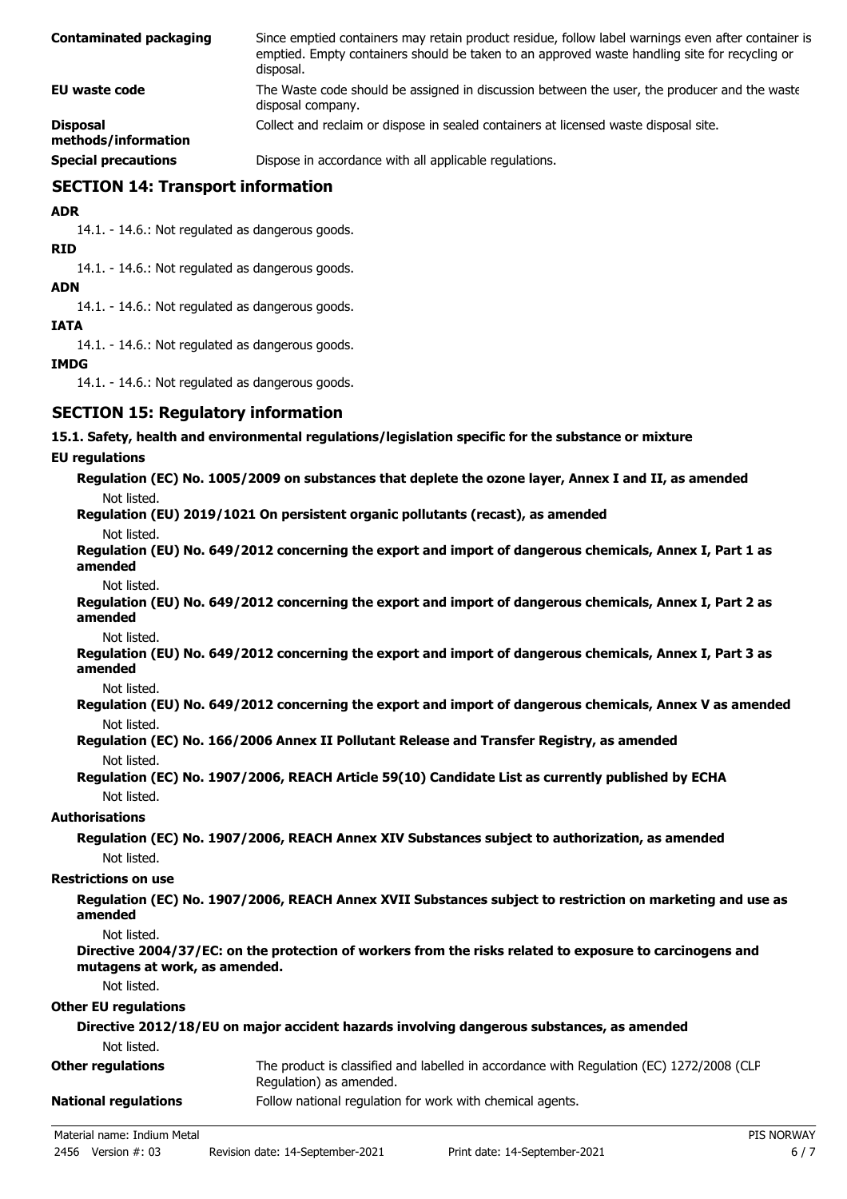| | |
|---|---|
| **Contaminated packaging** | Since emptied containers may retain product residue, follow label warnings even after container is emptied. Empty containers should be taken to an approved waste handling site for recycling or disposal. |
| **EU waste code** | The Waste code should be assigned in discussion between the user, the producer and the waste disposal company. |
| **Disposal methods/information** | Collect and reclaim or dispose in sealed containers at licensed waste disposal site. |
| **Special precautions** | Dispose in accordance with all applicable regulations. |

## SECTION 14: Transport information

**ADR**

14.1. - 14.6.: Not regulated as dangerous goods.

**RID**

14.1. - 14.6.: Not regulated as dangerous goods.

**ADN**

14.1. - 14.6.: Not regulated as dangerous goods.

**IATA**

14.1. - 14.6.: Not regulated as dangerous goods.

**IMDG**

14.1. - 14.6.: Not regulated as dangerous goods.

## SECTION 15: Regulatory information

**15.1. Safety, health and environmental regulations/legislation specific for the substance or mixture**

**EU regulations**

**Regulation (EC) No. 1005/2009 on substances that deplete the ozone layer, Annex I and II, as amended**

Not listed.

**Regulation (EU) 2019/1021 On persistent organic pollutants (recast), as amended**

Not listed.

**Regulation (EU) No. 649/2012 concerning the export and import of dangerous chemicals, Annex I, Part 1 as amended**

Not listed.

**Regulation (EU) No. 649/2012 concerning the export and import of dangerous chemicals, Annex I, Part 2 as amended**

Not listed.

**Regulation (EU) No. 649/2012 concerning the export and import of dangerous chemicals, Annex I, Part 3 as amended**

Not listed.

**Regulation (EU) No. 649/2012 concerning the export and import of dangerous chemicals, Annex V as amended**

Not listed.

**Regulation (EC) No. 166/2006 Annex II Pollutant Release and Transfer Registry, as amended**

Not listed.

**Regulation (EC) No. 1907/2006, REACH Article 59(10) Candidate List as currently published by ECHA**

Not listed.

**Authorisations**

**Regulation (EC) No. 1907/2006, REACH Annex XIV Substances subject to authorization, as amended**

Not listed.

**Restrictions on use**

**Regulation (EC) No. 1907/2006, REACH Annex XVII Substances subject to restriction on marketing and use as amended**

Not listed.

**Directive 2004/37/EC: on the protection of workers from the risks related to exposure to carcinogens and mutagens at work, as amended.**

Not listed.

**Other EU regulations**

**Directive 2012/18/EU on major accident hazards involving dangerous substances, as amended**

Not listed.

| | |
|---|---|
| **Other regulations** | The product is classified and labelled in accordance with Regulation (EC) 1272/2008 (CLP Regulation) as amended. |
| **National regulations** | Follow national regulation for work with chemical agents. |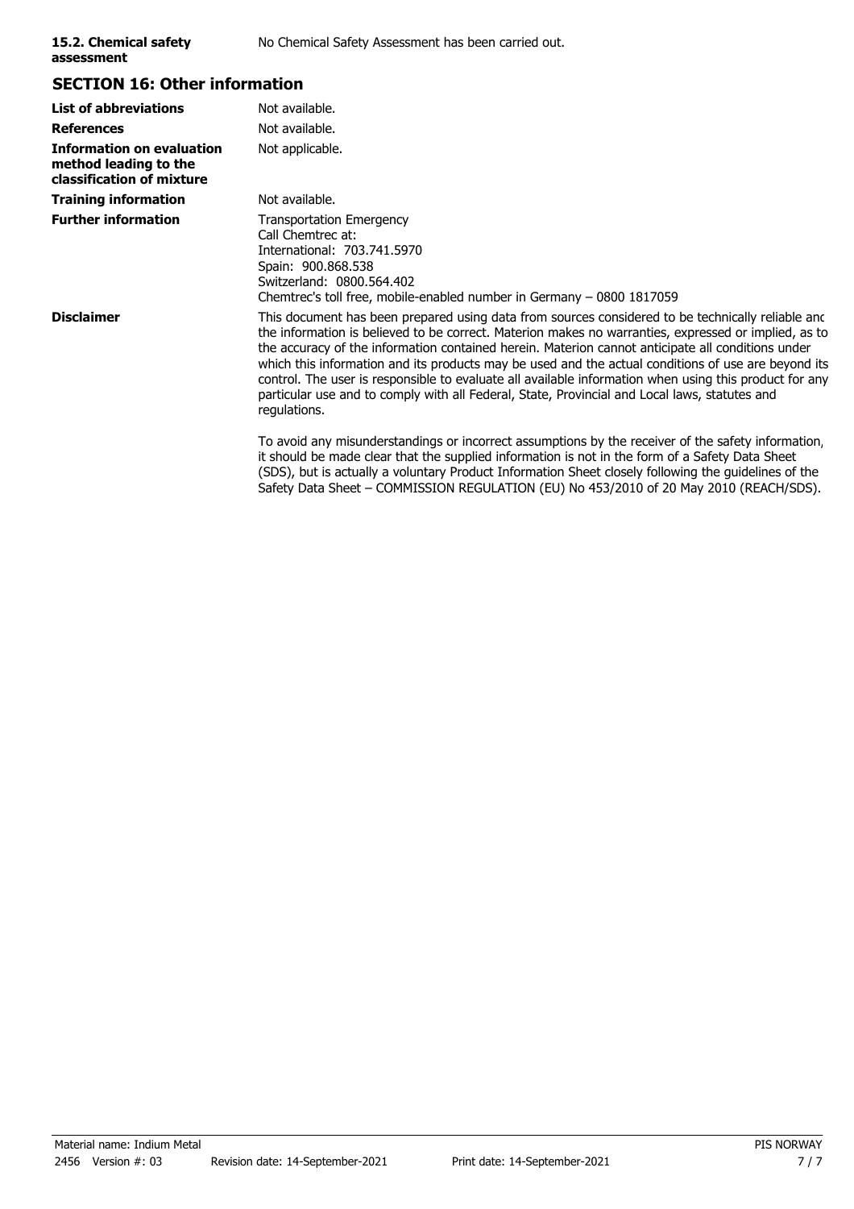**15.2. Chemical safety assessment** No Chemical Safety Assessment has been carried out.

## SECTION 16: Other information

| | |
|---|---|
| **List of abbreviations** | Not available. |
| **References** | Not available. |
| **Information on evaluation method leading to the classification of mixture** | Not applicable. |
| **Training information** | Not available. |
| **Further information** | Transportation Emergency<br>Call Chemtrec at:<br>International: 703.741.5970<br>Spain: 900.868.538<br>Switzerland: 0800.564.402<br>Chemtrec's toll free, mobile-enabled number in Germany – 0800 1817059 |
| **Disclaimer** | This document has been prepared using data from sources considered to be technically reliable and the information is believed to be correct. Materion makes no warranties, expressed or implied, as to the accuracy of the information contained herein. Materion cannot anticipate all conditions under which this information and its products may be used and the actual conditions of use are beyond its control. The user is responsible to evaluate all available information when using this product for any particular use and to comply with all Federal, State, Provincial and Local laws, statutes and regulations.<br><br>To avoid any misunderstandings or incorrect assumptions by the receiver of the safety information, it should be made clear that the supplied information is not in the form of a Safety Data Sheet (SDS), but is actually a voluntary Product Information Sheet closely following the guidelines of the Safety Data Sheet – COMMISSION REGULATION (EU) No 453/2010 of 20 May 2010 (REACH/SDS). |